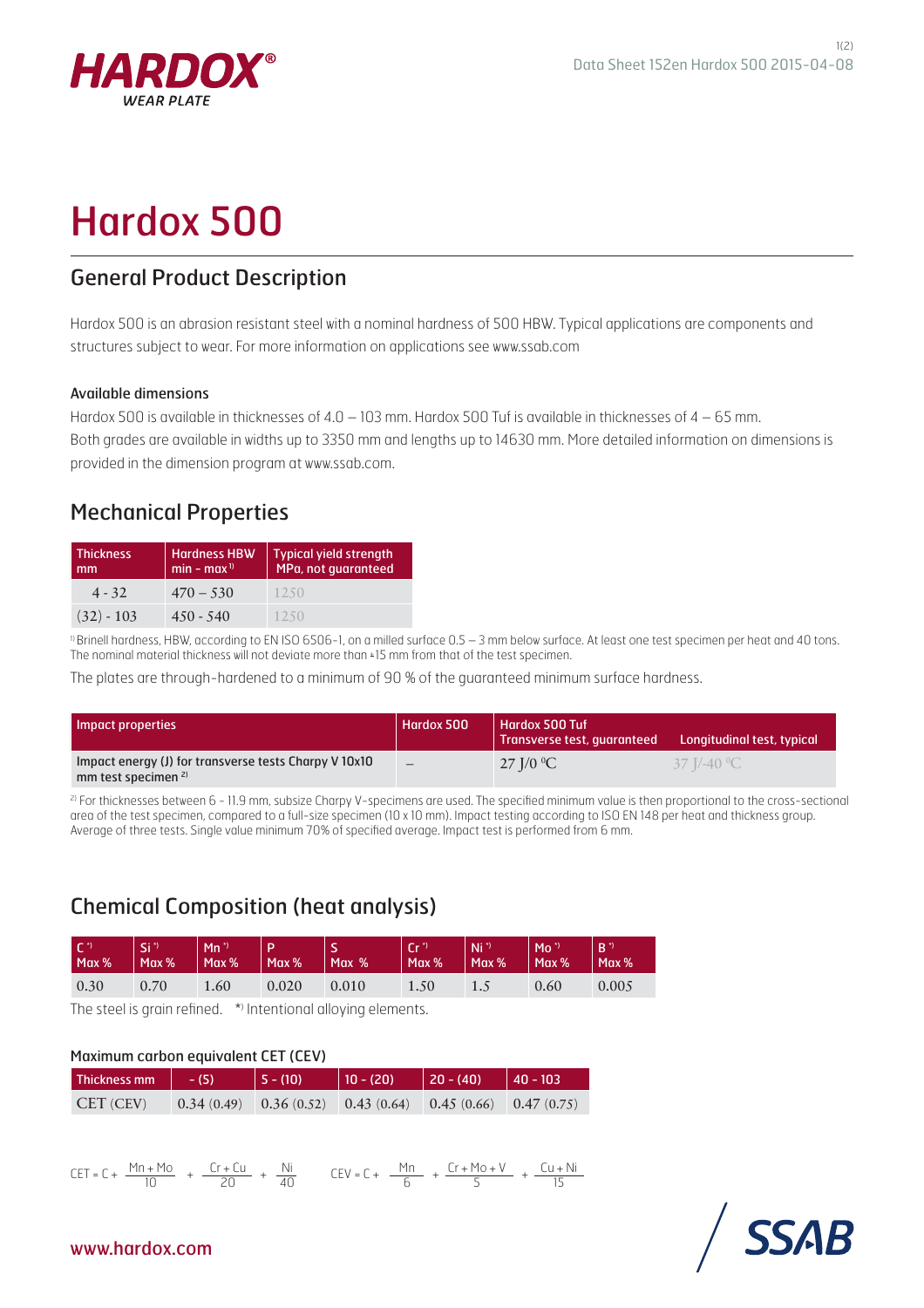HARDOX®
WEAR PLATE

# Hardox 500

## General Product Description

Hardox 500 is an abrasion resistant steel with a nominal hardness of 500 HBW. Typical applications are components and structures subject to wear. For more information on applications see www.ssab.com

### Available dimensions

Hardox 500 is available in thicknesses of 4.0 – 103 mm. Hardox 500 Tuf is available in thicknesses of 4 – 65 mm. Both grades are available in widths up to 3350 mm and lengths up to 14630 mm. More detailed information on dimensions is provided in the dimension program at www.ssab.com.

## Mechanical Properties

| Thickness mm | Hardness HBW min - max [1] | Typical yield strength MPa, not guaranteed |
|---|---|---|
| 4 - 32 | 470 – 530 | 1250 |
| (32) - 103 | 450 - 540 | 1250 |

[1] Brinell hardness, HBW, according to EN ISO 6506-1, on a milled surface 0.5 – 3 mm below surface. At least one test specimen per heat and 40 tons. The nominal material thickness will not deviate more than ±15 mm from that of the test specimen.

The plates are through-hardened to a minimum of 90 % of the guaranteed minimum surface hardness.

| Impact properties | Hardox 500 | Hardox 500 Tuf Transverse test, guaranteed | Longitudinal test, typical |
|---|---|---|---|
| Impact energy (J) for transverse tests Charpy V 10x10 mm test specimen [2] | – | 27 J/0 °C | 37 J/-40 °C |

[2] For thicknesses between 6 - 11.9 mm, subsize Charpy V-specimens are used. The specified minimum value is then proportional to the cross-sectional area of the test specimen, compared to a full-size specimen (10 x 10 mm). Impact testing according to ISO EN 148 per heat and thickness group. Average of three tests. Single value minimum 70% of specified average. Impact test is performed from 6 mm.

## Chemical Composition (heat analysis)

| C *) Max % | Si *) Max % | Mn *) Max % | P Max % | S Max % | Cr *) Max % | Ni *) Max % | Mo *) Max % | B *) Max % |
|---|---|---|---|---|---|---|---|---|
| 0.30 | 0.70 | 1.60 | 0.020 | 0.010 | 1.50 | 1.5 | 0.60 | 0.005 |

The steel is grain refined. *) Intentional alloying elements.

### Maximum carbon equivalent CET (CEV)

| Thickness mm | - (5) | 5 - (10) | 10 - (20) | 20 - (40) | 40 - 103 |
|---|---|---|---|---|---|
| CET (CEV) | 0.34 (0.49) | 0.36 (0.52) | 0.43 (0.64) | 0.45 (0.66) | 0.47 (0.75) |

$$CET = C + \frac{Mn + Mo}{10} + \frac{Cr + Cu}{20} + \frac{Ni}{40} \qquad CEV = C + \frac{Mn}{6} + \frac{Cr + Mo + V}{5} + \frac{Cu + Ni}{15}$$

www.hardox.com

SSAB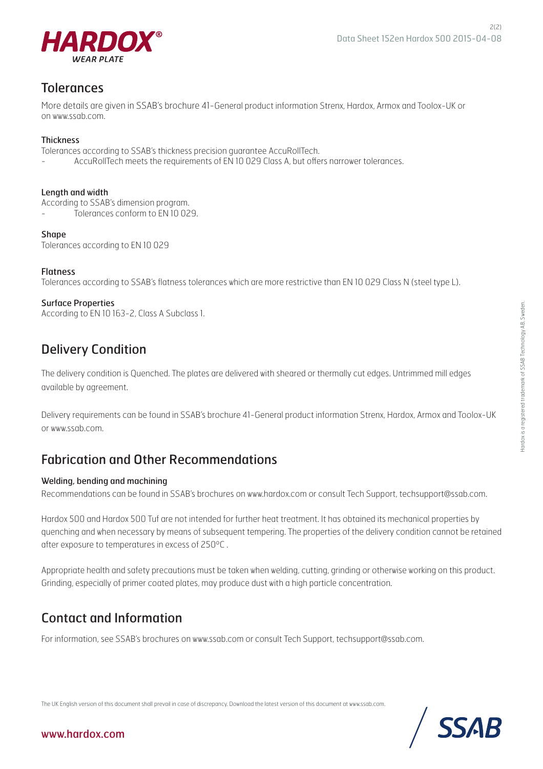## Tolerances

More details are given in SSAB's brochure 41-General product information Strenx, Hardox, Armox and Toolox-UK or on www.ssab.com.

### Thickness

Tolerances according to SSAB's thickness precision guarantee AccuRollTech.

- AccuRollTech meets the requirements of EN 10 029 Class A, but offers narrower tolerances.

### Length and width

According to SSAB's dimension program.

- Tolerances conform to EN 10 029.

### Shape

Tolerances according to EN 10 029

### Flatness

Tolerances according to SSAB's flatness tolerances which are more restrictive than EN 10 029 Class N (steel type L).

### Surface Properties

According to EN 10 163-2, Class A Subclass 1.

## Delivery Condition

The delivery condition is Quenched. The plates are delivered with sheared or thermally cut edges. Untrimmed mill edges available by agreement.

Delivery requirements can be found in SSAB's brochure 41-General product information Strenx, Hardox, Armox and Toolox-UK or www.ssab.com.

## Fabrication and Other Recommendations

### Welding, bending and machining

Recommendations can be found in SSAB's brochures on www.hardox.com or consult Tech Support, techsupport@ssab.com.

Hardox 500 and Hardox 500 Tuf are not intended for further heat treatment. It has obtained its mechanical properties by quenching and when necessary by means of subsequent tempering. The properties of the delivery condition cannot be retained after exposure to temperatures in excess of 250°C .

Appropriate health and safety precautions must be taken when welding, cutting, grinding or otherwise working on this product. Grinding, especially of primer coated plates, may produce dust with a high particle concentration.

## Contact and Information

For information, see SSAB's brochures on www.ssab.com or consult Tech Support, techsupport@ssab.com.

The UK English version of this document shall prevail in case of discrepancy. Download the latest version of this document at www.ssab.com.

Hardox is a registered trademark of SSAB Technology AB, Sweden.